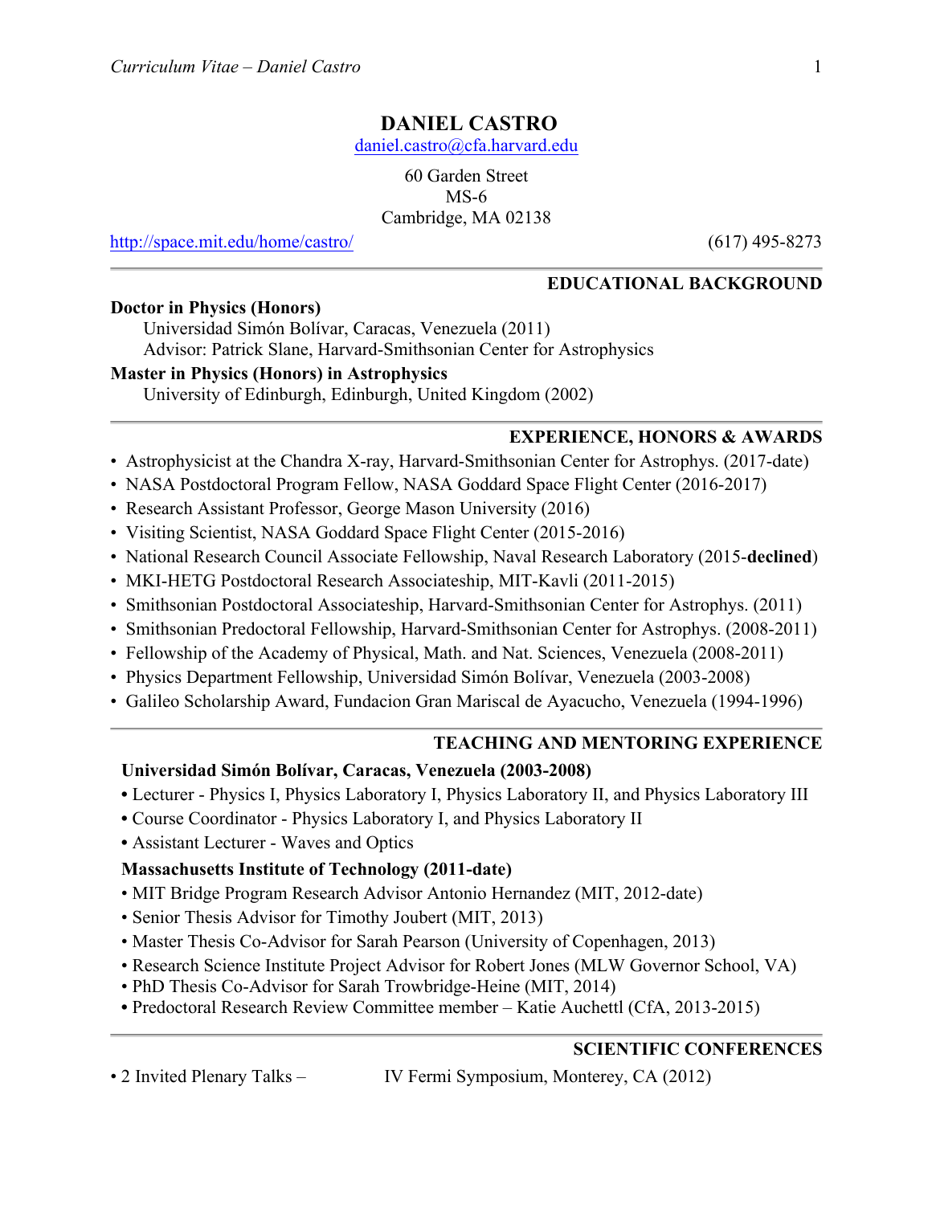# DANIEL CASTRO

daniel.castro@cfa.harvard.edu

60 Garden Street
MS-6
Cambridge, MA 02138

http://space.mit.edu/home/castro/ (617) 495-8273

## EDUCATIONAL BACKGROUND

**Doctor in Physics (Honors)**
Universidad Simón Bolívar, Caracas, Venezuela (2011)
Advisor: Patrick Slane, Harvard-Smithsonian Center for Astrophysics

**Master in Physics (Honors) in Astrophysics**
University of Edinburgh, Edinburgh, United Kingdom (2002)

## EXPERIENCE, HONORS & AWARDS

- Astrophysicist at the Chandra X-ray, Harvard-Smithsonian Center for Astrophys. (2017-date)
- NASA Postdoctoral Program Fellow, NASA Goddard Space Flight Center (2016-2017)
- Research Assistant Professor, George Mason University (2016)
- Visiting Scientist, NASA Goddard Space Flight Center (2015-2016)
- National Research Council Associate Fellowship, Naval Research Laboratory (2015-**declined**)
- MKI-HETG Postdoctoral Research Associateship, MIT-Kavli (2011-2015)
- Smithsonian Postdoctoral Associateship, Harvard-Smithsonian Center for Astrophys. (2011)
- Smithsonian Predoctoral Fellowship, Harvard-Smithsonian Center for Astrophys. (2008-2011)
- Fellowship of the Academy of Physical, Math. and Nat. Sciences, Venezuela (2008-2011)
- Physics Department Fellowship, Universidad Simón Bolívar, Venezuela (2003-2008)
- Galileo Scholarship Award, Fundacion Gran Mariscal de Ayacucho, Venezuela (1994-1996)

## TEACHING AND MENTORING EXPERIENCE

**Universidad Simón Bolívar, Caracas, Venezuela (2003-2008)**

- Lecturer - Physics I, Physics Laboratory I, Physics Laboratory II, and Physics Laboratory III
- Course Coordinator - Physics Laboratory I, and Physics Laboratory II
- Assistant Lecturer - Waves and Optics

**Massachusetts Institute of Technology (2011-date)**

- MIT Bridge Program Research Advisor Antonio Hernandez (MIT, 2012-date)
- Senior Thesis Advisor for Timothy Joubert (MIT, 2013)
- Master Thesis Co-Advisor for Sarah Pearson (University of Copenhagen, 2013)
- Research Science Institute Project Advisor for Robert Jones (MLW Governor School, VA)
- PhD Thesis Co-Advisor for Sarah Trowbridge-Heine (MIT, 2014)
- Predoctoral Research Review Committee member – Katie Auchettl (CfA, 2013-2015)

## SCIENTIFIC CONFERENCES

- 2 Invited Plenary Talks – IV Fermi Symposium, Monterey, CA (2012)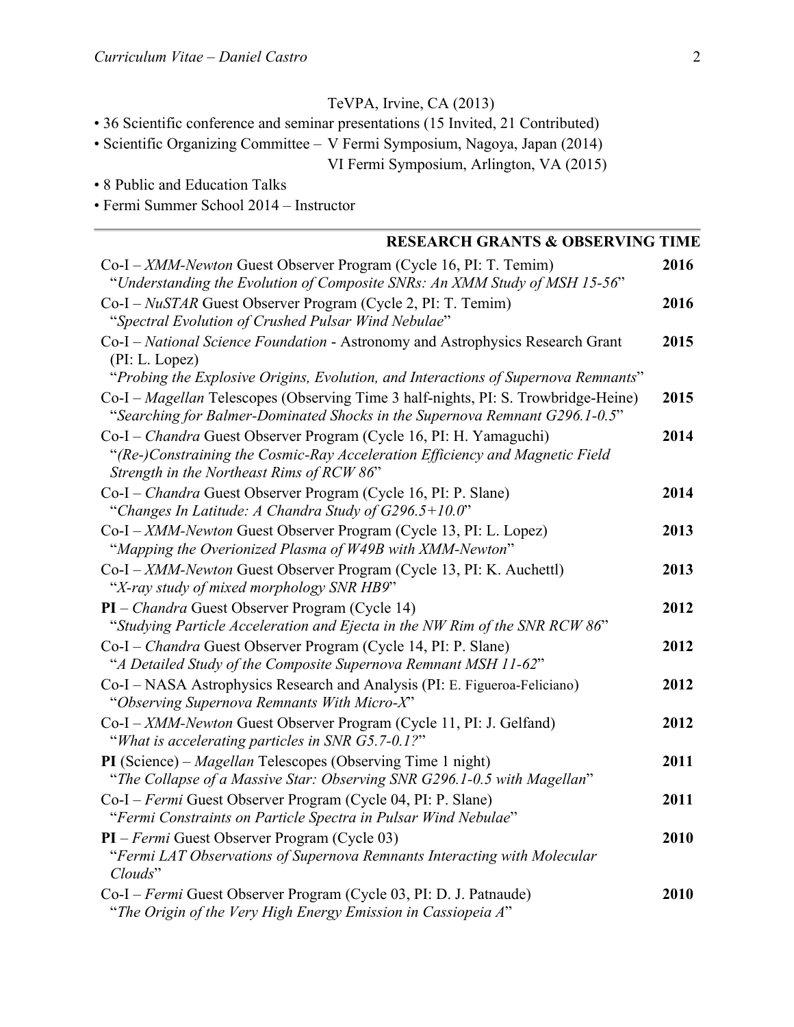TeVPA, Irvine, CA (2013)

- 36 Scientific conference and seminar presentations (15 Invited, 21 Contributed)
- Scientific Organizing Committee – V Fermi Symposium, Nagoya, Japan (2014)
  VI Fermi Symposium, Arlington, VA (2015)
- 8 Public and Education Talks
- Fermi Summer School 2014 – Instructor

---

## RESEARCH GRANTS & OBSERVING TIME

Co-I – *XMM-Newton* Guest Observer Program (Cycle 16, PI: T. Temim) **2016**
"*Understanding the Evolution of Composite SNRs: An XMM Study of MSH 15-56*"

Co-I – *NuSTAR* Guest Observer Program (Cycle 2, PI: T. Temim) **2016**
"*Spectral Evolution of Crushed Pulsar Wind Nebulae*"

Co-I – *National Science Foundation* - Astronomy and Astrophysics Research Grant (PI: L. Lopez) **2015**
"*Probing the Explosive Origins, Evolution, and Interactions of Supernova Remnants*"

Co-I – *Magellan* Telescopes (Observing Time 3 half-nights, PI: S. Trowbridge-Heine) **2015**
"*Searching for Balmer-Dominated Shocks in the Supernova Remnant G296.1-0.5*"

Co-I – *Chandra* Guest Observer Program (Cycle 16, PI: H. Yamaguchi) **2014**
"*(Re-)Constraining the Cosmic-Ray Acceleration Efficiency and Magnetic Field Strength in the Northeast Rims of RCW 86*"

Co-I – *Chandra* Guest Observer Program (Cycle 16, PI: P. Slane) **2014**
"*Changes In Latitude: A Chandra Study of G296.5+10.0*"

Co-I – *XMM-Newton* Guest Observer Program (Cycle 13, PI: L. Lopez) **2013**
"*Mapping the Overionized Plasma of W49B with XMM-Newton*"

Co-I – *XMM-Newton* Guest Observer Program (Cycle 13, PI: K. Auchettl) **2013**
"*X-ray study of mixed morphology SNR HB9*"

**PI** – *Chandra* Guest Observer Program (Cycle 14) **2012**
"*Studying Particle Acceleration and Ejecta in the NW Rim of the SNR RCW 86*"

Co-I – *Chandra* Guest Observer Program (Cycle 14, PI: P. Slane) **2012**
"*A Detailed Study of the Composite Supernova Remnant MSH 11-62*"

Co-I – NASA Astrophysics Research and Analysis (PI: E. Figueroa-Feliciano) **2012**
"*Observing Supernova Remnants With Micro-X*"

Co-I – *XMM-Newton* Guest Observer Program (Cycle 11, PI: J. Gelfand) **2012**
"*What is accelerating particles in SNR G5.7-0.1?*"

**PI** (Science) – *Magellan* Telescopes (Observing Time 1 night) **2011**
"*The Collapse of a Massive Star: Observing SNR G296.1-0.5 with Magellan*"

Co-I – *Fermi* Guest Observer Program (Cycle 04, PI: P. Slane) **2011**
"*Fermi Constraints on Particle Spectra in Pulsar Wind Nebulae*"

**PI** – *Fermi* Guest Observer Program (Cycle 03) **2010**
"*Fermi LAT Observations of Supernova Remnants Interacting with Molecular Clouds*"

Co-I – *Fermi* Guest Observer Program (Cycle 03, PI: D. J. Patnaude) **2010**
"*The Origin of the Very High Energy Emission in Cassiopeia A*"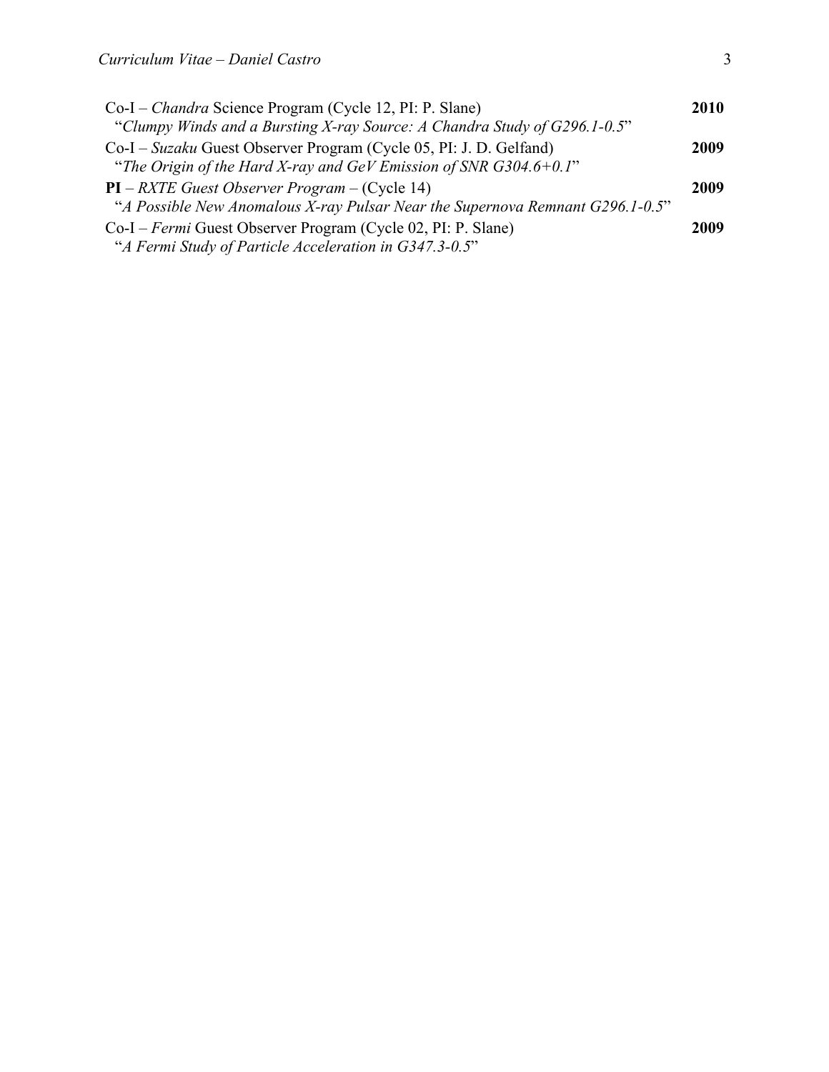Co-I – *Chandra* Science Program (Cycle 12, PI: P. Slane) **2010**
"*Clumpy Winds and a Bursting X-ray Source: A Chandra Study of G296.1-0.5*"

Co-I – *Suzaku* Guest Observer Program (Cycle 05, PI: J. D. Gelfand) **2009**
"*The Origin of the Hard X-ray and GeV Emission of SNR G304.6+0.1*"

**PI** – *RXTE Guest Observer Program* – (Cycle 14) **2009**
"*A Possible New Anomalous X-ray Pulsar Near the Supernova Remnant G296.1-0.5*"

Co-I – *Fermi* Guest Observer Program (Cycle 02, PI: P. Slane) **2009**
"*A Fermi Study of Particle Acceleration in G347.3-0.5*"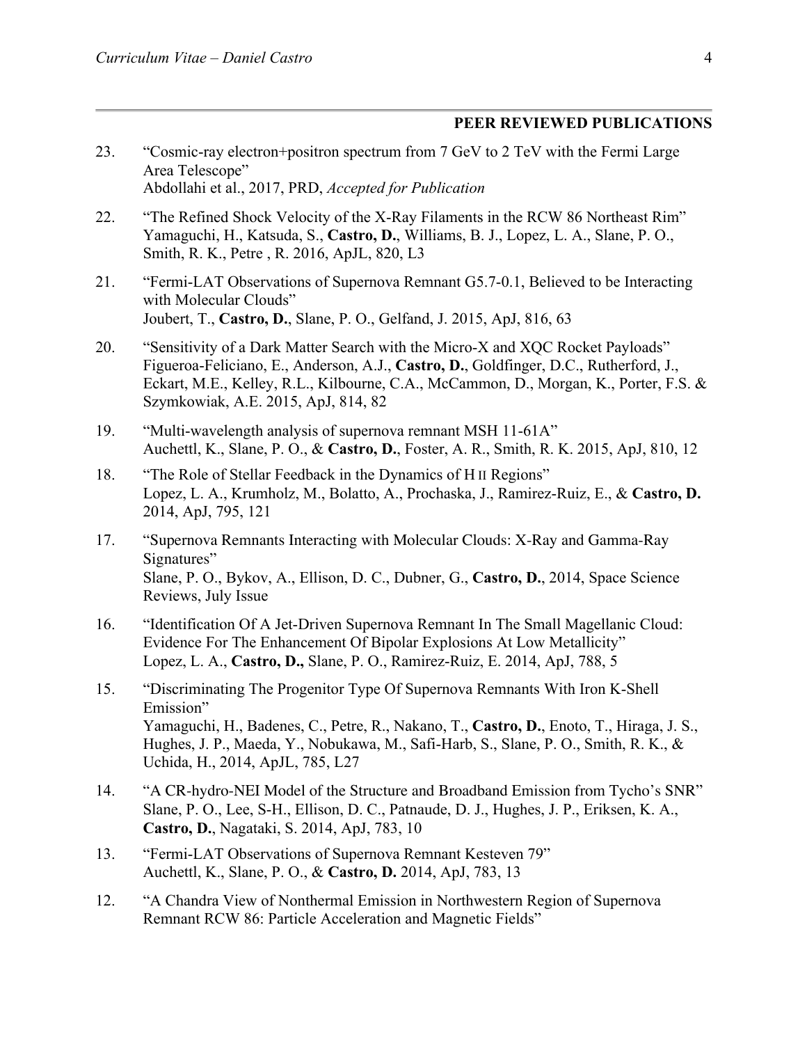## PEER REVIEWED PUBLICATIONS

23. "Cosmic-ray electron+positron spectrum from 7 GeV to 2 TeV with the Fermi Large Area Telescope"
    Abdollahi et al., 2017, PRD, *Accepted for Publication*

22. "The Refined Shock Velocity of the X-Ray Filaments in the RCW 86 Northeast Rim"
    Yamaguchi, H., Katsuda, S., **Castro, D.**, Williams, B. J., Lopez, L. A., Slane, P. O., Smith, R. K., Petre , R. 2016, ApJL, 820, L3

21. "Fermi-LAT Observations of Supernova Remnant G5.7-0.1, Believed to be Interacting with Molecular Clouds"
    Joubert, T., **Castro, D.**, Slane, P. O., Gelfand, J. 2015, ApJ, 816, 63

20. "Sensitivity of a Dark Matter Search with the Micro-X and XQC Rocket Payloads"
    Figueroa-Feliciano, E., Anderson, A.J., **Castro, D.**, Goldfinger, D.C., Rutherford, J., Eckart, M.E., Kelley, R.L., Kilbourne, C.A., McCammon, D., Morgan, K., Porter, F.S. & Szymkowiak, A.E. 2015, ApJ, 814, 82

19. "Multi-wavelength analysis of supernova remnant MSH 11-61A"
    Auchettl, K., Slane, P. O., & **Castro, D.**, Foster, A. R., Smith, R. K. 2015, ApJ, 810, 12

18. "The Role of Stellar Feedback in the Dynamics of H II Regions"
    Lopez, L. A., Krumholz, M., Bolatto, A., Prochaska, J., Ramirez-Ruiz, E., & **Castro, D.** 2014, ApJ, 795, 121

17. "Supernova Remnants Interacting with Molecular Clouds: X-Ray and Gamma-Ray Signatures"
    Slane, P. O., Bykov, A., Ellison, D. C., Dubner, G., **Castro, D.**, 2014, Space Science Reviews, July Issue

16. "Identification Of A Jet-Driven Supernova Remnant In The Small Magellanic Cloud: Evidence For The Enhancement Of Bipolar Explosions At Low Metallicity"
    Lopez, L. A., **Castro, D.,** Slane, P. O., Ramirez-Ruiz, E. 2014, ApJ, 788, 5

15. "Discriminating The Progenitor Type Of Supernova Remnants With Iron K-Shell Emission"
    Yamaguchi, H., Badenes, C., Petre, R., Nakano, T., **Castro, D.**, Enoto, T., Hiraga, J. S., Hughes, J. P., Maeda, Y., Nobukawa, M., Safi-Harb, S., Slane, P. O., Smith, R. K., & Uchida, H., 2014, ApJL, 785, L27

14. "A CR-hydro-NEI Model of the Structure and Broadband Emission from Tycho's SNR"
    Slane, P. O., Lee, S-H., Ellison, D. C., Patnaude, D. J., Hughes, J. P., Eriksen, K. A., **Castro, D.**, Nagataki, S. 2014, ApJ, 783, 10

13. "Fermi-LAT Observations of Supernova Remnant Kesteven 79"
    Auchettl, K., Slane, P. O., & **Castro, D.** 2014, ApJ, 783, 13

12. "A Chandra View of Nonthermal Emission in Northwestern Region of Supernova Remnant RCW 86: Particle Acceleration and Magnetic Fields"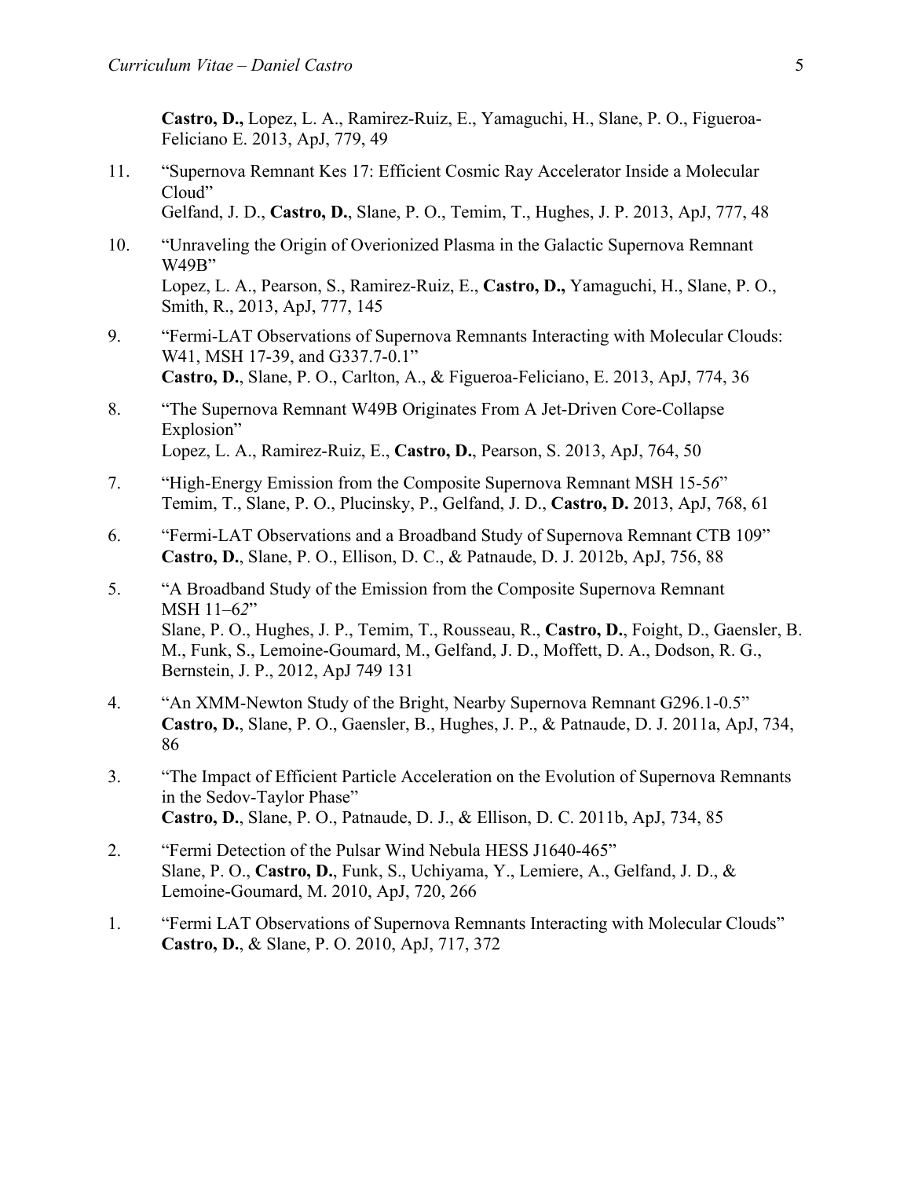**Castro, D.,** Lopez, L. A., Ramirez-Ruiz, E., Yamaguchi, H., Slane, P. O., Figueroa-Feliciano E. 2013, ApJ, 779, 49

11. "Supernova Remnant Kes 17: Efficient Cosmic Ray Accelerator Inside a Molecular Cloud"
Gelfand, J. D., **Castro, D.**, Slane, P. O., Temim, T., Hughes, J. P. 2013, ApJ, 777, 48

10. "Unraveling the Origin of Overionized Plasma in the Galactic Supernova Remnant W49B"
Lopez, L. A., Pearson, S., Ramirez-Ruiz, E., **Castro, D.,** Yamaguchi, H., Slane, P. O., Smith, R., 2013, ApJ, 777, 145

9. "Fermi-LAT Observations of Supernova Remnants Interacting with Molecular Clouds: W41, MSH 17-39, and G337.7-0.1"
**Castro, D.**, Slane, P. O., Carlton, A., & Figueroa-Feliciano, E. 2013, ApJ, 774, 36

8. "The Supernova Remnant W49B Originates From A Jet-Driven Core-Collapse Explosion"
Lopez, L. A., Ramirez-Ruiz, E., **Castro, D.**, Pearson, S. 2013, ApJ, 764, 50

7. "High-Energy Emission from the Composite Supernova Remnant MSH 15-5*6*"
Temim, T., Slane, P. O., Plucinsky, P., Gelfand, J. D., **Castro, D.** 2013, ApJ, 768, 61

6. "Fermi-LAT Observations and a Broadband Study of Supernova Remnant CTB 109"
**Castro, D.**, Slane, P. O., Ellison, D. C., & Patnaude, D. J. 2012b, ApJ, 756, 88

5. "A Broadband Study of the Emission from the Composite Supernova Remnant MSH 11–6*2*"
Slane, P. O., Hughes, J. P., Temim, T., Rousseau, R., **Castro, D.**, Foight, D., Gaensler, B. M., Funk, S., Lemoine-Goumard, M., Gelfand, J. D., Moffett, D. A., Dodson, R. G., Bernstein, J. P., 2012, ApJ 749 131

4. "An XMM-Newton Study of the Bright, Nearby Supernova Remnant G296.1-0.5"
**Castro, D.**, Slane, P. O., Gaensler, B., Hughes, J. P., & Patnaude, D. J. 2011a, ApJ, 734, 86

3. "The Impact of Efficient Particle Acceleration on the Evolution of Supernova Remnants in the Sedov-Taylor Phase"
**Castro, D.**, Slane, P. O., Patnaude, D. J., & Ellison, D. C. 2011b, ApJ, 734, 85

2. "Fermi Detection of the Pulsar Wind Nebula HESS J1640-465"
Slane, P. O., **Castro, D.**, Funk, S., Uchiyama, Y., Lemiere, A., Gelfand, J. D., & Lemoine-Goumard, M. 2010, ApJ, 720, 266

1. "Fermi LAT Observations of Supernova Remnants Interacting with Molecular Clouds"
**Castro, D.**, & Slane, P. O. 2010, ApJ, 717, 372